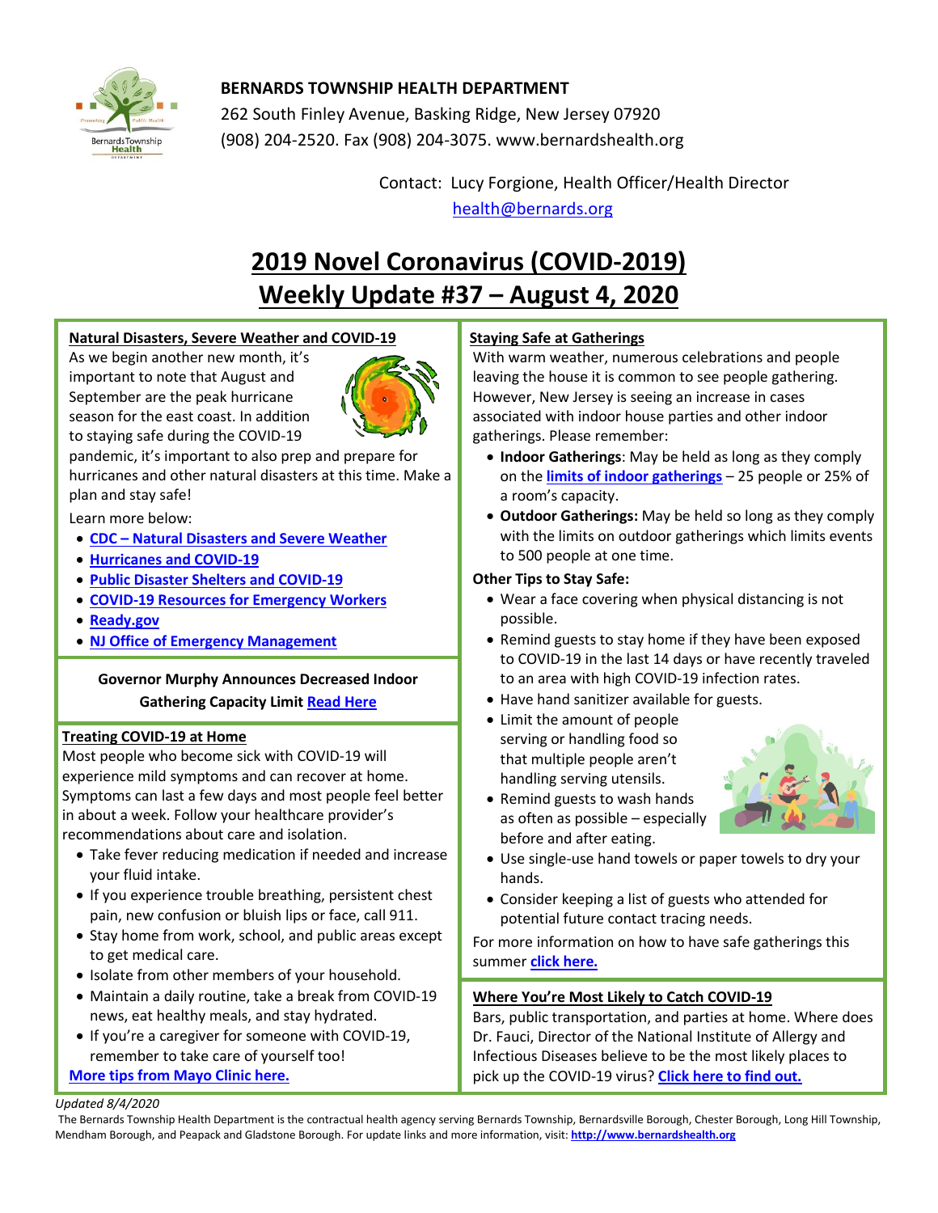**BERNARDS TOWNSHIP HEALTH DEPARTMENT**
262 South Finley Avenue, Basking Ridge, New Jersey 07920
(908) 204-2520. Fax (908) 204-3075. www.bernardshealth.org

Contact: Lucy Forgione, Health Officer/Health Director
health@bernards.org

# 2019 Novel Coronavirus (COVID-2019) Weekly Update #37 – August 4, 2020

## Natural Disasters, Severe Weather and COVID-19

As we begin another new month, it's important to note that August and September are the peak hurricane season for the east coast. In addition to staying safe during the COVID-19 pandemic, it's important to also prep and prepare for hurricanes and other natural disasters at this time. Make a plan and stay safe!

Learn more below:

- **CDC – Natural Disasters and Severe Weather**
- **Hurricanes and COVID-19**
- **Public Disaster Shelters and COVID-19**
- **COVID-19 Resources for Emergency Workers**
- **Ready.gov**
- **NJ Office of Emergency Management**

**Governor Murphy Announces Decreased Indoor Gathering Capacity Limit** Read Here

## Treating COVID-19 at Home

Most people who become sick with COVID-19 will experience mild symptoms and can recover at home. Symptoms can last a few days and most people feel better in about a week. Follow your healthcare provider's recommendations about care and isolation.

- Take fever reducing medication if needed and increase your fluid intake.
- If you experience trouble breathing, persistent chest pain, new confusion or bluish lips or face, call 911.
- Stay home from work, school, and public areas except to get medical care.
- Isolate from other members of your household.
- Maintain a daily routine, take a break from COVID-19 news, eat healthy meals, and stay hydrated.
- If you're a caregiver for someone with COVID-19, remember to take care of yourself too!

**More tips from Mayo Clinic here.**

## Staying Safe at Gatherings

With warm weather, numerous celebrations and people leaving the house it is common to see people gathering. However, New Jersey is seeing an increase in cases associated with indoor house parties and other indoor gatherings. Please remember:

- **Indoor Gatherings**: May be held as long as they comply on the **limits of indoor gatherings** – 25 people or 25% of a room's capacity.
- **Outdoor Gatherings:** May be held so long as they comply with the limits on outdoor gatherings which limits events to 500 people at one time.

**Other Tips to Stay Safe:**

- Wear a face covering when physical distancing is not possible.
- Remind guests to stay home if they have been exposed to COVID-19 in the last 14 days or have recently traveled to an area with high COVID-19 infection rates.
- Have hand sanitizer available for guests.
- Limit the amount of people serving or handling food so that multiple people aren't handling serving utensils.
- Remind guests to wash hands as often as possible – especially before and after eating.
- Use single-use hand towels or paper towels to dry your hands.
- Consider keeping a list of guests who attended for potential future contact tracing needs.

For more information on how to have safe gatherings this summer **click here.**

## Where You're Most Likely to Catch COVID-19

Bars, public transportation, and parties at home. Where does Dr. Fauci, Director of the National Institute of Allergy and Infectious Diseases believe to be the most likely places to pick up the COVID-19 virus? **Click here to find out.**

*Updated 8/4/2020*

The Bernards Township Health Department is the contractual health agency serving Bernards Township, Bernardsville Borough, Chester Borough, Long Hill Township, Mendham Borough, and Peapack and Gladstone Borough. For update links and more information, visit: **http://www.bernardshealth.org**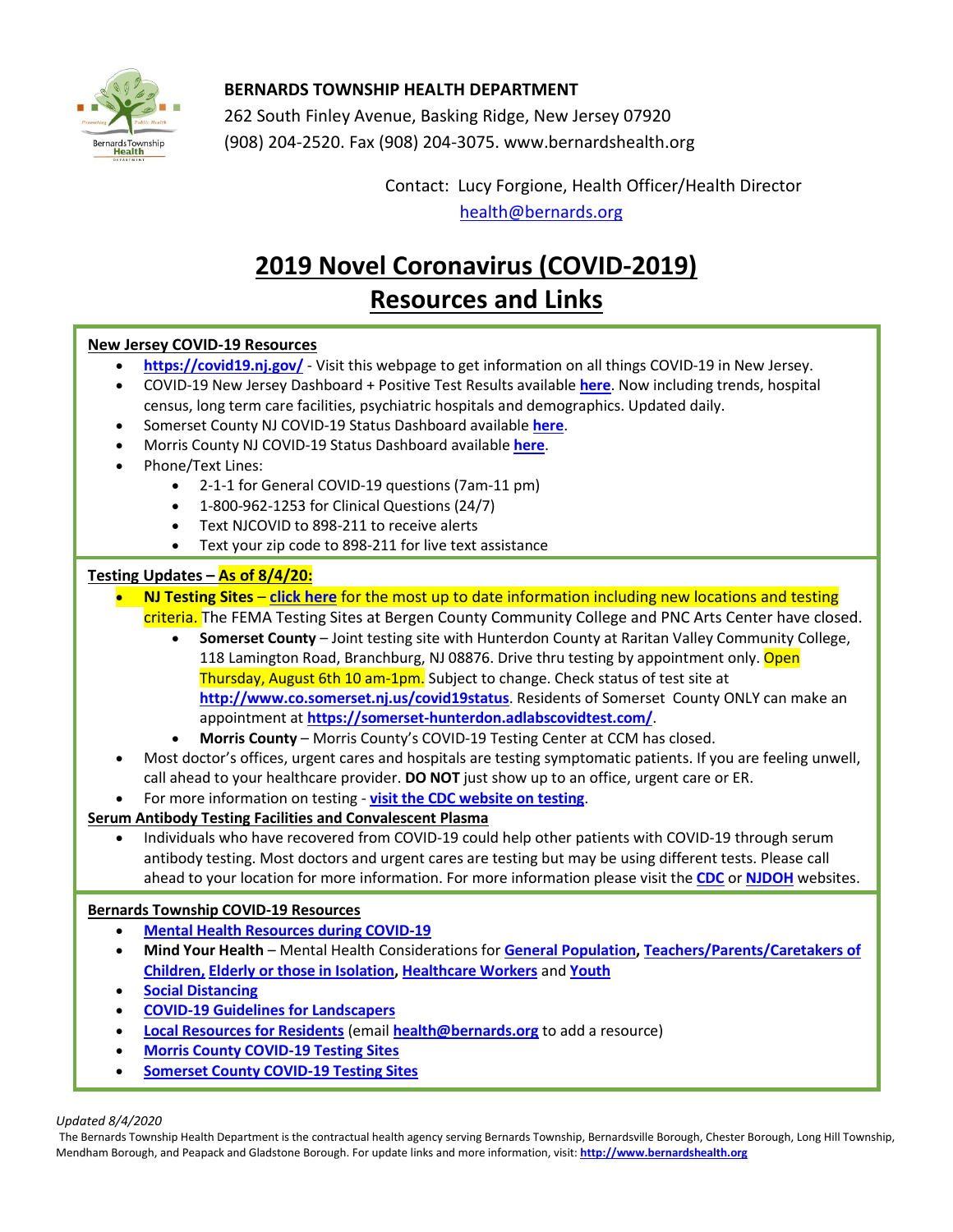**BERNARDS TOWNSHIP HEALTH DEPARTMENT**

262 South Finley Avenue, Basking Ridge, New Jersey 07920

(908) 204-2520. Fax (908) 204-3075. www.bernardshealth.org

Contact: Lucy Forgione, Health Officer/Health Director

health@bernards.org

# 2019 Novel Coronavirus (COVID-2019) Resources and Links

**New Jersey COVID-19 Resources**

- **https://covid19.nj.gov/** - Visit this webpage to get information on all things COVID-19 in New Jersey.
- COVID-19 New Jersey Dashboard + Positive Test Results available **here**. Now including trends, hospital census, long term care facilities, psychiatric hospitals and demographics. Updated daily.
- Somerset County NJ COVID-19 Status Dashboard available **here**.
- Morris County NJ COVID-19 Status Dashboard available **here**.
- Phone/Text Lines:
  - 2-1-1 for General COVID-19 questions (7am-11 pm)
  - 1-800-962-1253 for Clinical Questions (24/7)
  - Text NJCOVID to 898-211 to receive alerts
  - Text your zip code to 898-211 for live text assistance

**Testing Updates – As of 8/4/20:**

- **NJ Testing Sites** – **click here** for the most up to date information including new locations and testing criteria. The FEMA Testing Sites at Bergen County Community College and PNC Arts Center have closed.
  - **Somerset County** – Joint testing site with Hunterdon County at Raritan Valley Community College, 118 Lamington Road, Branchburg, NJ 08876. Drive thru testing by appointment only. Open Thursday, August 6th 10 am-1pm. Subject to change. Check status of test site at **http://www.co.somerset.nj.us/covid19status**. Residents of Somerset County ONLY can make an appointment at **https://somerset-hunterdon.adlabscovidtest.com/**.
  - **Morris County** – Morris County's COVID-19 Testing Center at CCM has closed.
- Most doctor's offices, urgent cares and hospitals are testing symptomatic patients. If you are feeling unwell, call ahead to your healthcare provider. **DO NOT** just show up to an office, urgent care or ER.
- For more information on testing - **visit the CDC website on testing**.

**Serum Antibody Testing Facilities and Convalescent Plasma**

- Individuals who have recovered from COVID-19 could help other patients with COVID-19 through serum antibody testing. Most doctors and urgent cares are testing but may be using different tests. Please call ahead to your location for more information. For more information please visit the **CDC** or **NJDOH** websites.

**Bernards Township COVID-19 Resources**

- **Mental Health Resources during COVID-19**
- **Mind Your Health** – Mental Health Considerations for **General Population**, **Teachers/Parents/Caretakers of Children**, **Elderly or those in Isolation**, **Healthcare Workers** and **Youth**
- **Social Distancing**
- **COVID-19 Guidelines for Landscapers**
- **Local Resources for Residents** (email **health@bernards.org** to add a resource)
- **Morris County COVID-19 Testing Sites**
- **Somerset County COVID-19 Testing Sites**

*Updated 8/4/2020*

The Bernards Township Health Department is the contractual health agency serving Bernards Township, Bernardsville Borough, Chester Borough, Long Hill Township, Mendham Borough, and Peapack and Gladstone Borough. For update links and more information, visit: **http://www.bernardshealth.org**